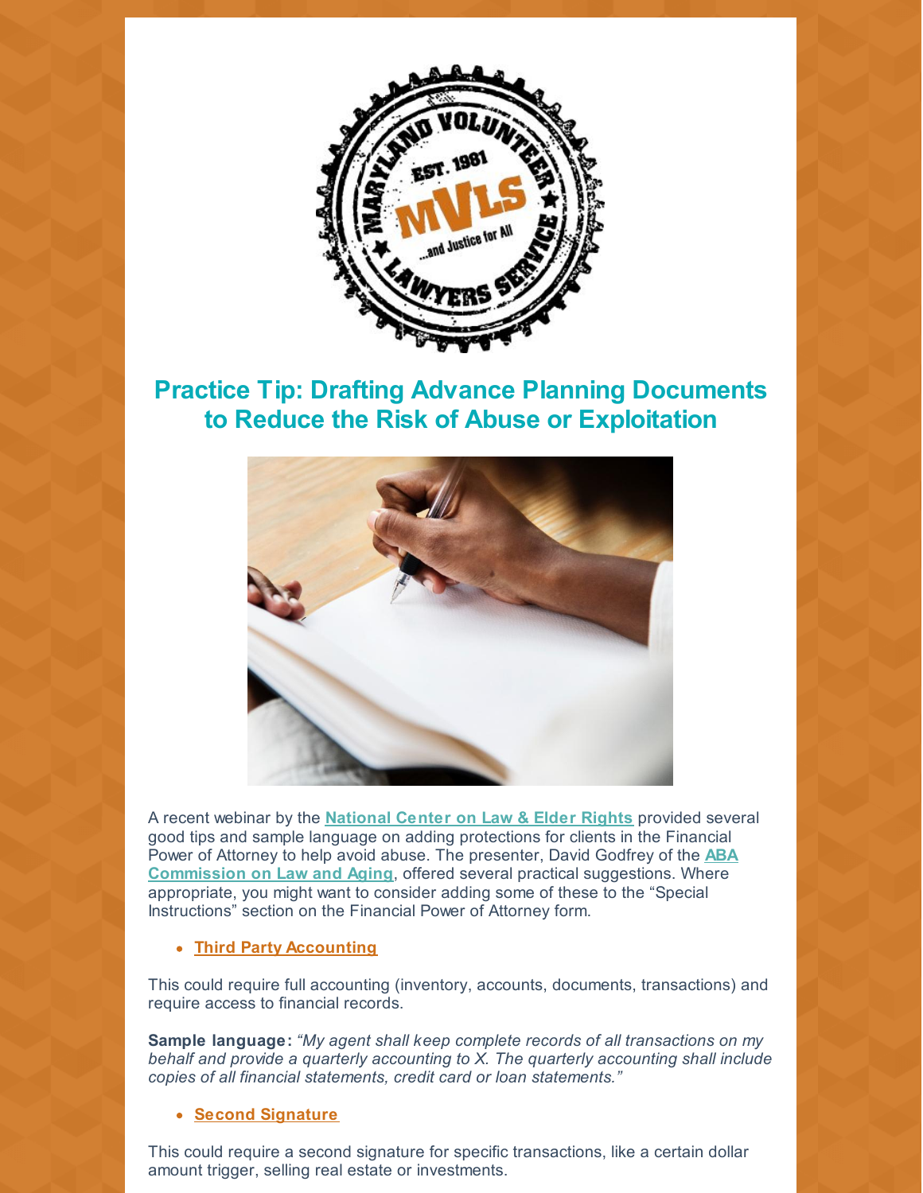## Practice Tip: Drafting Advance Planning Documents to Reduce the Risk of Abuse or Exploitation

A recent webinar by the **National Center on Law & Elder Rights** provided several good tips and sample language on adding protections for clients in the Financial Power of Attorney to help avoid abuse. The presenter, David Godfrey of the **ABA Commission on Law and Aging**, offered several practical suggestions. Where appropriate, you might want to consider adding some of these to the "Special Instructions" section on the Financial Power of Attorney form.

- **Third Party Accounting**

This could require full accounting (inventory, accounts, documents, transactions) and require access to financial records.

**Sample language:** *"My agent shall keep complete records of all transactions on my behalf and provide a quarterly accounting to X. The quarterly accounting shall include copies of all financial statements, credit card or loan statements."*

- **Second Signature**

This could require a second signature for specific transactions, like a certain dollar amount trigger, selling real estate or investments.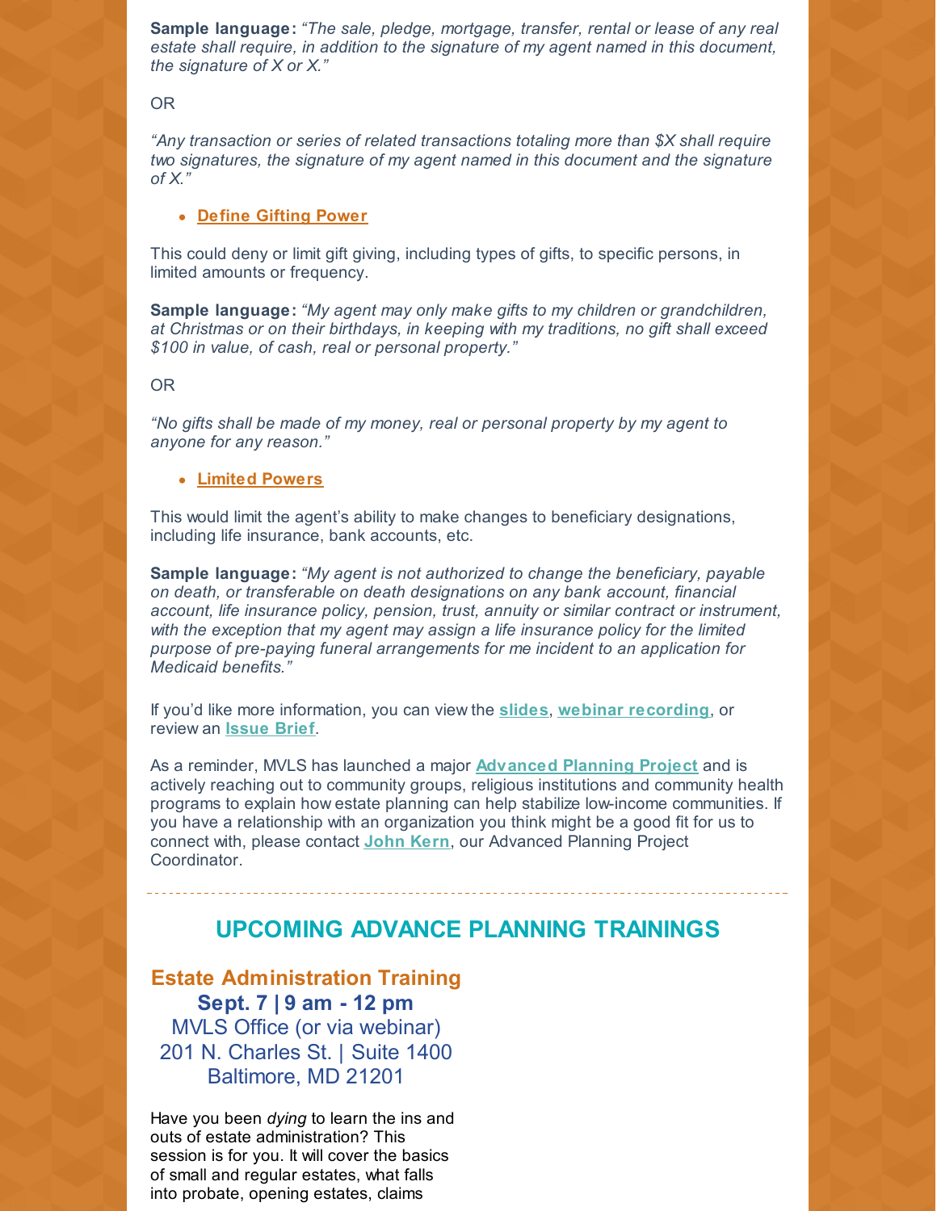**Sample language:** *"The sale, pledge, mortgage, transfer, rental or lease of any real estate shall require, in addition to the signature of my agent named in this document, the signature of X or X."*

OR

*"Any transaction or series of related transactions totaling more than $X shall require two signatures, the signature of my agent named in this document and the signature of X."*

- **Define Gifting Power**

This could deny or limit gift giving, including types of gifts, to specific persons, in limited amounts or frequency.

**Sample language:** *"My agent may only make gifts to my children or grandchildren, at Christmas or on their birthdays, in keeping with my traditions, no gift shall exceed $100 in value, of cash, real or personal property."*

OR

*"No gifts shall be made of my money, real or personal property by my agent to anyone for any reason."*

- **Limited Powers**

This would limit the agent's ability to make changes to beneficiary designations, including life insurance, bank accounts, etc.

**Sample language:** *"My agent is not authorized to change the beneficiary, payable on death, or transferable on death designations on any bank account, financial account, life insurance policy, pension, trust, annuity or similar contract or instrument, with the exception that my agent may assign a life insurance policy for the limited purpose of pre-paying funeral arrangements for me incident to an application for Medicaid benefits."*

If you'd like more information, you can view the **slides**, **webinar recording**, or review an **Issue Brief**.

As a reminder, MVLS has launched a major **Advanced Planning Project** and is actively reaching out to community groups, religious institutions and community health programs to explain how estate planning can help stabilize low-income communities. If you have a relationship with an organization you think might be a good fit for us to connect with, please contact **John Kern**, our Advanced Planning Project Coordinator.

---

## UPCOMING ADVANCE PLANNING TRAININGS

### Estate Administration Training

**Sept. 7 | 9 am - 12 pm**
MVLS Office (or via webinar)
201 N. Charles St. | Suite 1400
Baltimore, MD 21201

Have you been *dying* to learn the ins and outs of estate administration? This session is for you. It will cover the basics of small and regular estates, what falls into probate, opening estates, claims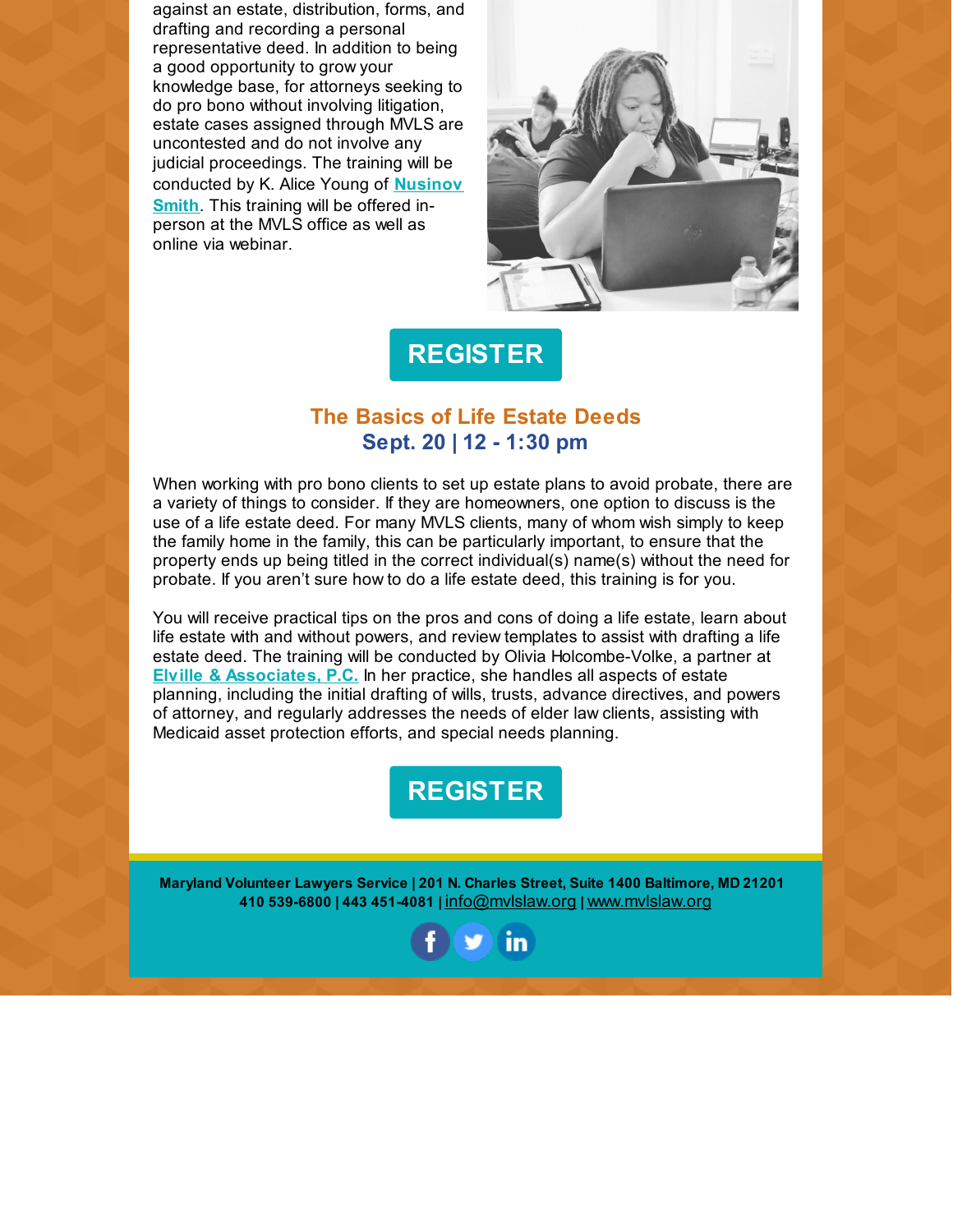against an estate, distribution, forms, and drafting and recording a personal representative deed. In addition to being a good opportunity to grow your knowledge base, for attorneys seeking to do pro bono without involving litigation, estate cases assigned through MVLS are uncontested and do not involve any judicial proceedings. The training will be conducted by K. Alice Young of **Nusinov Smith**. This training will be offered in-person at the MVLS office as well as online via webinar.

**REGISTER**

## The Basics of Life Estate Deeds
### Sept. 20 | 12 - 1:30 pm

When working with pro bono clients to set up estate plans to avoid probate, there are a variety of things to consider. If they are homeowners, one option to discuss is the use of a life estate deed. For many MVLS clients, many of whom wish simply to keep the family home in the family, this can be particularly important, to ensure that the property ends up being titled in the correct individual(s) name(s) without the need for probate. If you aren't sure how to do a life estate deed, this training is for you.

You will receive practical tips on the pros and cons of doing a life estate, learn about life estate with and without powers, and review templates to assist with drafting a life estate deed. The training will be conducted by Olivia Holcombe-Volke, a partner at **Elville & Associates, P.C.** In her practice, she handles all aspects of estate planning, including the initial drafting of wills, trusts, advance directives, and powers of attorney, and regularly addresses the needs of elder law clients, assisting with Medicaid asset protection efforts, and special needs planning.

**REGISTER**

**Maryland Volunteer Lawyers Service | 201 N. Charles Street, Suite 1400 Baltimore, MD 21201**
**410 539-6800 | 443 451-4081 |** info@mvlslaw.org **|** www.mvlslaw.org